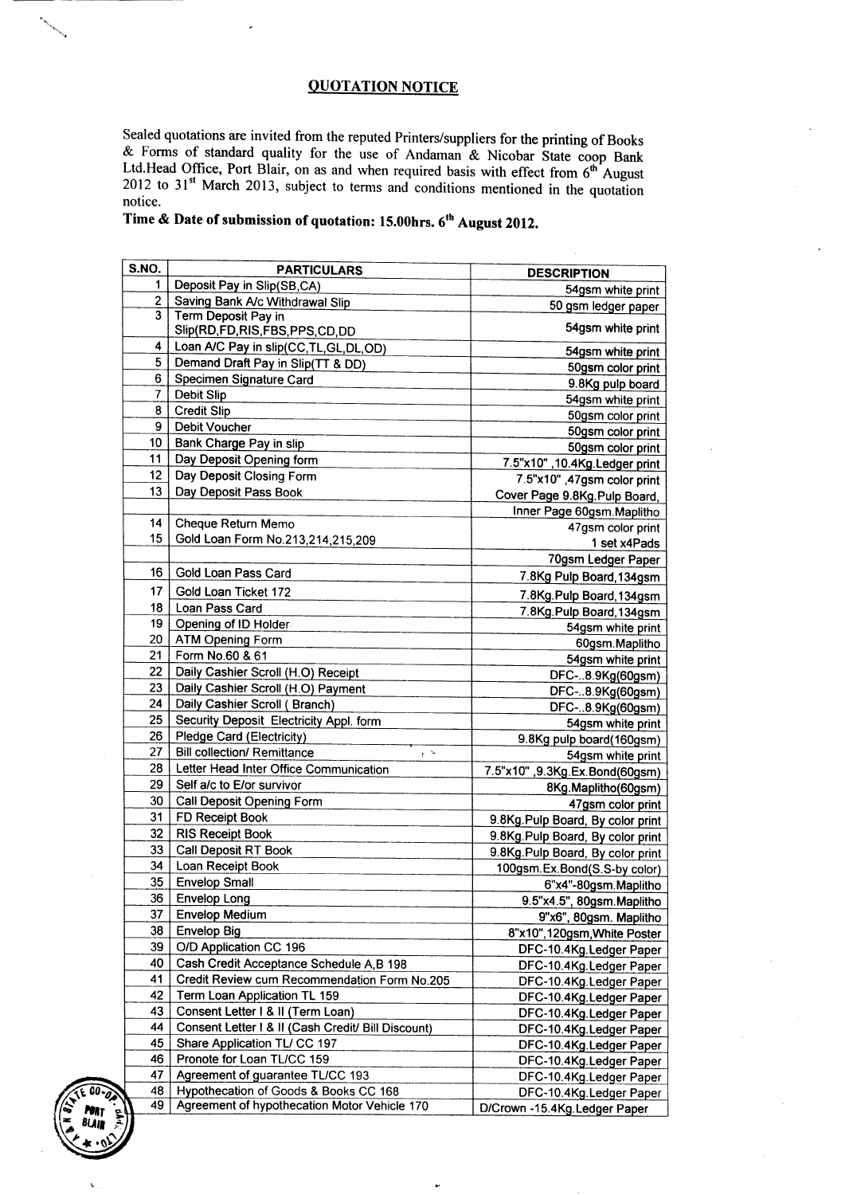## QUOTATION NOTICE

Sealed quotations are invited from the reputed Printers/suppliers for the printing of Books & Forms of standard quality for the use of Andaman & Nicobar State coop Bank Ltd.Head Office, Port Blair, on as and when required basis with effect from 6th August 2012 to 31st March 2013, subject to terms and conditions mentioned in the quotation notice.

**Time & Date of submission of quotation: 15.00hrs. 6th August 2012.**

| S.NO. | PARTICULARS | DESCRIPTION |
|---|---|---|
| 1 | Deposit Pay in Slip(SB,CA) | 54gsm white print |
| 2 | Saving Bank A/c Withdrawal Slip | 50 gsm ledger paper |
| 3 | Term Deposit Pay in Slip(RD,FD,RIS,FBS,PPS,CD,DD | 54gsm white print |
| 4 | Loan A/C Pay in slip(CC,TL,GL,DL,OD) | 54gsm white print |
| 5 | Demand Draft Pay in Slip(TT & DD) | 50gsm color print |
| 6 | Specimen Signature Card | 9.8Kg pulp board |
| 7 | Debit Slip | 54gsm white print |
| 8 | Credit Slip | 50gsm color print |
| 9 | Debit Voucher | 50gsm color print |
| 10 | Bank Charge Pay in slip | 50gsm color print |
| 11 | Day Deposit Opening form | 7.5"x10" ,10.4Kg.Ledger print |
| 12 | Day Deposit Closing Form | 7.5"x10" ,47gsm color print |
| 13 | Day Deposit Pass Book | Cover Page 9.8Kg.Pulp Board, |
| | | Inner Page 60gsm.Maplitho |
| 14 | Cheque Return Memo | 47gsm color print |
| 15 | Gold Loan Form No.213,214,215,209 | 1 set x4Pads |
| | | 70gsm Ledger Paper |
| 16 | Gold Loan Pass Card | 7.8Kg Pulp Board,134gsm |
| 17 | Gold Loan Ticket 172 | 7.8Kg.Pulp Board,134gsm |
| 18 | Loan Pass Card | 7.8Kg.Pulp Board,134gsm |
| 19 | Opening of ID Holder | 54gsm white print |
| 20 | ATM Opening Form | 60gsm.Maplitho |
| 21 | Form No.60 & 61 | 54gsm white print |
| 22 | Daily Cashier Scroll (H.O) Receipt | DFC-..8.9Kg(60gsm) |
| 23 | Daily Cashier Scroll (H.O) Payment | DFC-..8.9Kg(60gsm) |
| 24 | Daily Cashier Scroll ( Branch) | DFC-..8.9Kg(60gsm) |
| 25 | Security Deposit Electricity Appl. form | 54gsm white print |
| 26 | Pledge Card (Electricity) | 9.8Kg pulp board(160gsm) |
| 27 | Bill collection/ Remittance | 54gsm white print |
| 28 | Letter Head Inter Office Communication | 7.5"x10" ,9.3Kg.Ex.Bond(60gsm) |
| 29 | Self a/c to E/or survivor | 8Kg.Maplitho(60gsm) |
| 30 | Call Deposit Opening Form | 47gsm color print |
| 31 | FD Receipt Book | 9.8Kg.Pulp Board, By color print |
| 32 | RIS Receipt Book | 9.8Kg.Pulp Board, By color print |
| 33 | Call Deposit RT Book | 9.8Kg.Pulp Board, By color print |
| 34 | Loan Receipt Book | 100gsm.Ex.Bond(S.S-by color) |
| 35 | Envelop Small | 6"x4"-80gsm.Maplitho |
| 36 | Envelop Long | 9.5"x4.5", 80gsm.Maplitho |
| 37 | Envelop Medium | 9"x6", 80gsm. Maplitho |
| 38 | Envelop Big | 8"x10",120gsm,White Poster |
| 39 | O/D Application CC 196 | DFC-10.4Kg.Ledger Paper |
| 40 | Cash Credit Acceptance Schedule A,B 198 | DFC-10.4Kg.Ledger Paper |
| 41 | Credit Review cum Recommendation Form No.205 | DFC-10.4Kg.Ledger Paper |
| 42 | Term Loan Application TL 159 | DFC-10.4Kg.Ledger Paper |
| 43 | Consent Letter I & II (Term Loan) | DFC-10.4Kg.Ledger Paper |
| 44 | Consent Letter I & II (Cash Credit/ Bill Discount) | DFC-10.4Kg.Ledger Paper |
| 45 | Share Application TL/ CC 197 | DFC-10.4Kg.Ledger Paper |
| 46 | Pronote for Loan TL/CC 159 | DFC-10.4Kg.Ledger Paper |
| 47 | Agreement of guarantee TL/CC 193 | DFC-10.4Kg.Ledger Paper |
| 48 | Hypothecation of Goods & Books CC 168 | DFC-10.4Kg.Ledger Paper |
| 49 | Agreement of hypothecation Motor Vehicle 170 | D/Crown -15.4Kg.Ledger Paper |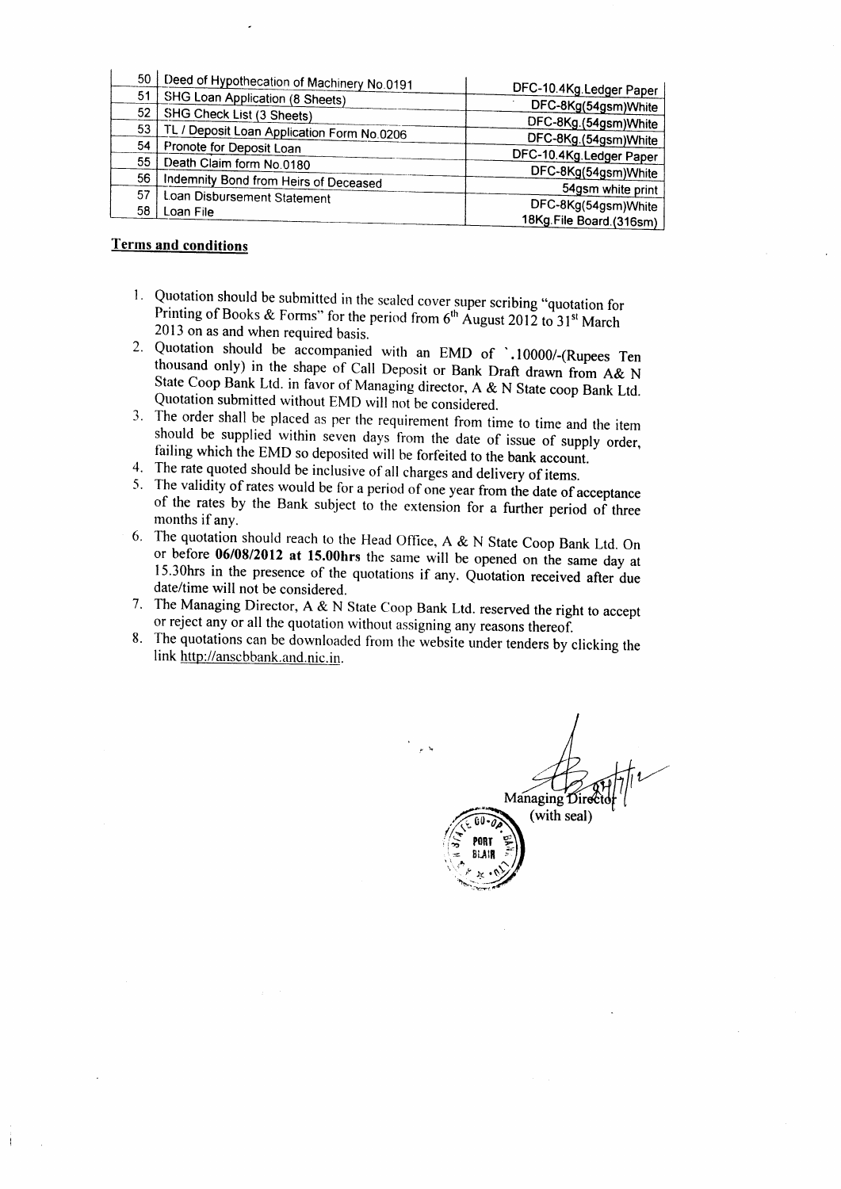| | | |
|---|---|---|
| 50 | Deed of Hypothecation of Machinery No.0191 | DFC-10.4Kg.Ledger Paper |
| 51 | SHG Loan Application (8 Sheets) | DFC-8Kg(54gsm)White |
| 52 | SHG Check List (3 Sheets) | DFC-8Kg.(54gsm)White |
| 53 | TL / Deposit Loan Application Form No.0206 | DFC-8Kg.(54gsm)White |
| 54 | Pronote for Deposit Loan | DFC-10.4Kg.Ledger Paper |
| 55 | Death Claim form No.0180 | DFC-8Kg(54gsm)White |
| 56 | Indemnity Bond from Heirs of Deceased | 54gsm white print |
| 57 | Loan Disbursement Statement | DFC-8Kg(54gsm)White |
| 58 | Loan File | 18Kg.File Board.(316sm) |

**Terms and conditions**

1. Quotation should be submitted in the sealed cover super scribing "quotation for Printing of Books & Forms" for the period from 6th August 2012 to 31st March 2013 on as and when required basis.
2. Quotation should be accompanied with an EMD of `.10000/-(Rupees Ten thousand only) in the shape of Call Deposit or Bank Draft drawn from A& N State Coop Bank Ltd. in favor of Managing director, A & N State coop Bank Ltd. Quotation submitted without EMD will not be considered.
3. The order shall be placed as per the requirement from time to time and the item should be supplied within seven days from the date of issue of supply order, failing which the EMD so deposited will be forfeited to the bank account.
4. The rate quoted should be inclusive of all charges and delivery of items.
5. The validity of rates would be for a period of one year from the date of acceptance of the rates by the Bank subject to the extension for a further period of three months if any.
6. The quotation should reach to the Head Office, A & N State Coop Bank Ltd. On or before **06/08/2012 at 15.00hrs** the same will be opened on the same day at 15.30hrs in the presence of the quotations if any. Quotation received after due date/time will not be considered.
7. The Managing Director, A & N State Coop Bank Ltd. reserved the right to accept or reject any or all the quotation without assigning any reasons thereof.
8. The quotations can be downloaded from the website under tenders by clicking the link http://anscbbank.and.nic.in.

Managing Director
(with seal)